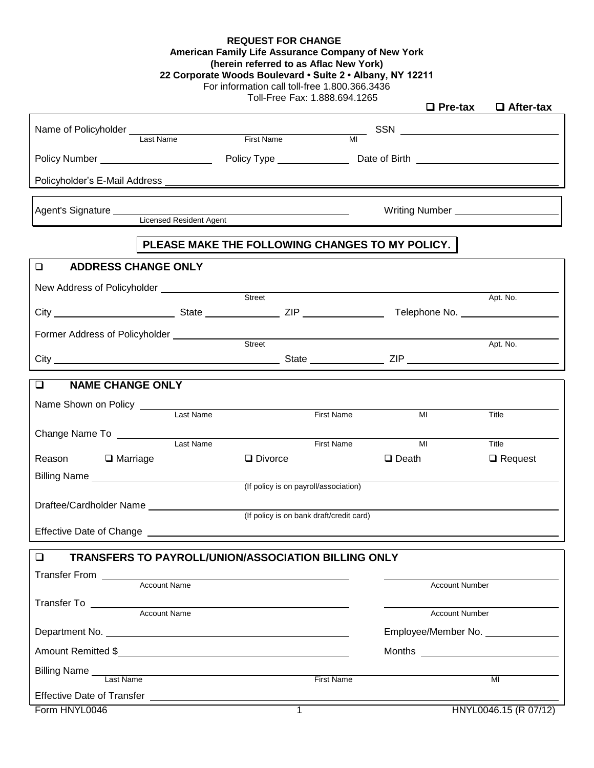**REQUEST FOR CHANGE**
**American Family Life Assurance Company of New York**
**(herein referred to as Aflac New York)**
**22 Corporate Woods Boulevard • Suite 2 • Albany, NY 12211**
For information call toll-free 1.800.366.3436
Toll-Free Fax: 1.888.694.1265

❑ **Pre-tax** ❑ **After-tax**

Name of Policyholder \_\_\_\_\_\_\_\_\_\_\_\_\_\_\_\_\_\_\_\_ SSN \_\_\_\_\_\_\_\_\_\_\_\_\_\_\_\_\_\_\_\_
Last Name First Name MI

Policy Number \_\_\_\_\_\_\_\_\_\_\_\_\_\_\_\_\_\_\_\_ Policy Type \_\_\_\_\_\_\_\_\_\_\_\_\_\_\_\_\_\_\_\_ Date of Birth \_\_\_\_\_\_\_\_\_\_\_\_\_\_\_\_\_\_\_\_

Policyholder's E-Mail Address \_\_\_\_\_\_\_\_\_\_\_\_\_\_\_\_\_\_\_\_

Agent's Signature \_\_\_\_\_\_\_\_\_\_\_\_\_\_\_\_\_\_\_\_ Writing Number \_\_\_\_\_\_\_\_\_\_\_\_\_\_\_\_\_\_\_\_
Licensed Resident Agent

## PLEASE MAKE THE FOLLOWING CHANGES TO MY POLICY.

### ❑ ADDRESS CHANGE ONLY

New Address of Policyholder \_\_\_\_\_\_\_\_\_\_\_\_\_\_\_\_\_\_\_\_
Street Apt. No.

City \_\_\_\_\_\_\_\_\_\_\_\_\_\_\_\_\_\_\_\_ State \_\_\_\_\_\_\_\_\_\_\_\_\_\_\_\_\_\_\_\_ ZIP \_\_\_\_\_\_\_\_\_\_\_\_\_\_\_\_\_\_\_\_ Telephone No. \_\_\_\_\_\_\_\_\_\_\_\_\_\_\_\_\_\_\_\_

Former Address of Policyholder \_\_\_\_\_\_\_\_\_\_\_\_\_\_\_\_\_\_\_\_
Street Apt. No.

City \_\_\_\_\_\_\_\_\_\_\_\_\_\_\_\_\_\_\_\_ State \_\_\_\_\_\_\_\_\_\_\_\_\_\_\_\_\_\_\_\_ ZIP \_\_\_\_\_\_\_\_\_\_\_\_\_\_\_\_\_\_\_\_

### ❑ NAME CHANGE ONLY

Name Shown on Policy \_\_\_\_\_\_\_\_\_\_\_\_\_\_\_\_\_\_\_\_
Last Name First Name MI Title

Change Name To \_\_\_\_\_\_\_\_\_\_\_\_\_\_\_\_\_\_\_\_
Last Name First Name MI Title

Reason ❑ Marriage ❑ Divorce ❑ Death ❑ Request

Billing Name \_\_\_\_\_\_\_\_\_\_\_\_\_\_\_\_\_\_\_\_
(If policy is on payroll/association)

Draftee/Cardholder Name \_\_\_\_\_\_\_\_\_\_\_\_\_\_\_\_\_\_\_\_
(If policy is on bank draft/credit card)

Effective Date of Change \_\_\_\_\_\_\_\_\_\_\_\_\_\_\_\_\_\_\_\_

### ❑ TRANSFERS TO PAYROLL/UNION/ASSOCIATION BILLING ONLY

Transfer From \_\_\_\_\_\_\_\_\_\_\_\_\_\_\_\_\_\_\_\_ \_\_\_\_\_\_\_\_\_\_\_\_\_\_\_\_\_\_\_\_
Account Name Account Number

Transfer To \_\_\_\_\_\_\_\_\_\_\_\_\_\_\_\_\_\_\_\_ \_\_\_\_\_\_\_\_\_\_\_\_\_\_\_\_\_\_\_\_
Account Name Account Number

Department No. \_\_\_\_\_\_\_\_\_\_\_\_\_\_\_\_\_\_\_\_ Employee/Member No. \_\_\_\_\_\_\_\_\_\_\_\_\_\_\_\_\_\_\_\_

Amount Remitted $\_\_\_\_\_\_\_\_\_\_\_\_\_\_\_\_\_\_\_\_ Months \_\_\_\_\_\_\_\_\_\_\_\_\_\_\_\_\_\_\_\_

Billing Name \_\_\_\_\_\_\_\_\_\_\_\_\_\_\_\_\_\_\_\_
Last Name First Name MI

Effective Date of Transfer \_\_\_\_\_\_\_\_\_\_\_\_\_\_\_\_\_\_\_\_

Form HNYL0046 HNYL0046.15 (R 07/12)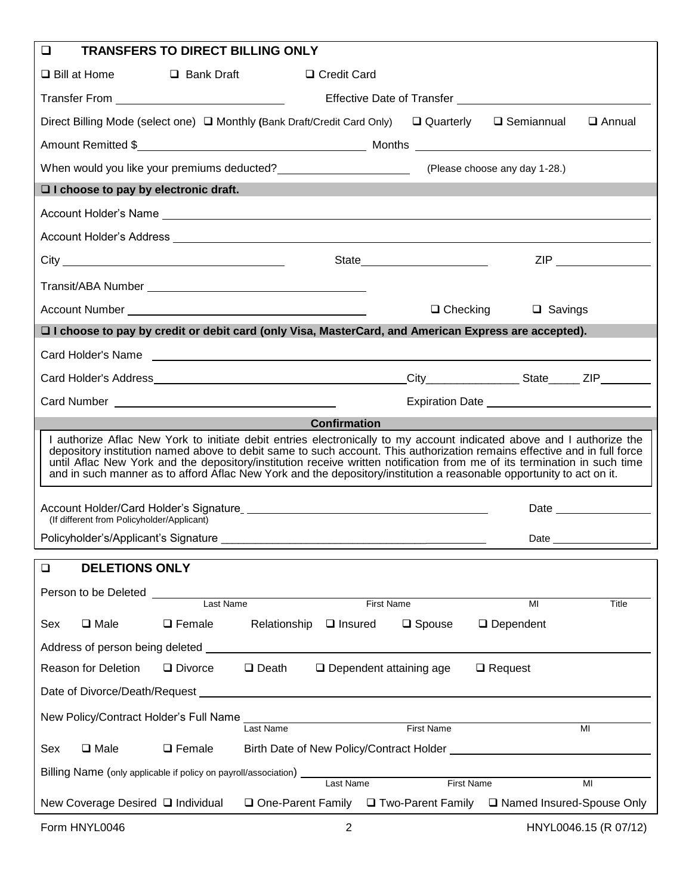## ❑ TRANSFERS TO DIRECT BILLING ONLY

❑ Bill at Home ❑ Bank Draft ❑ Credit Card

Transfer From ______________________ Effective Date of Transfer ______________________

Direct Billing Mode (select one) ❑ Monthly **(**Bank Draft/Credit Card Only) ❑ Quarterly ❑ Semiannual ❑ Annual

Amount Remitted $______________________ Months ______________________

When would you like your premiums deducted? ______________ (Please choose any day 1-28.)

**❑ I choose to pay by electronic draft.**

Account Holder's Name ______________________________________________

Account Holder's Address ______________________________________________

City ______________________ State ______________ ZIP ____________

Transit/ABA Number ______________________

Account Number ______________________ ❑ Checking ❑ Savings

**❑ I choose to pay by credit or debit card (only Visa, MasterCard, and American Express are accepted).**

Card Holder's Name ______________________________________________

Card Holder's Address ______________________ City ____________ State _____ ZIP ________

Card Number ______________________ Expiration Date ______________________

**Confirmation**

I authorize Aflac New York to initiate debit entries electronically to my account indicated above and I authorize the depository institution named above to debit same to such account. This authorization remains effective and in full force until Aflac New York and the depository/institution receive written notification from me of its termination in such time and in such manner as to afford Aflac New York and the depository/institution a reasonable opportunity to act on it.

Account Holder/Card Holder's Signature ______________________ Date ____________
(If different from Policyholder/Applicant)

Policyholder's/Applicant's Signature ______________________ Date ____________

## ❑ DELETIONS ONLY

Person to be Deleted ______________________________________________
Last Name First Name MI Title

Sex ❑ Male ❑ Female Relationship ❑ Insured ❑ Spouse ❑ Dependent

Address of person being deleted ______________________________________________

Reason for Deletion ❑ Divorce ❑ Death ❑ Dependent attaining age ❑ Request

Date of Divorce/Death/Request ______________________________________________

New Policy/Contract Holder's Full Name ______________________________________________
Last Name First Name MI

Sex ❑ Male ❑ Female Birth Date of New Policy/Contract Holder ______________________

Billing Name (only applicable if policy on payroll/association) ______________________________________________
Last Name First Name MI

New Coverage Desired ❑ Individual ❑ One-Parent Family ❑ Two-Parent Family ❑ Named Insured-Spouse Only

Form HNYL0046 HNYL0046.15 (R 07/12)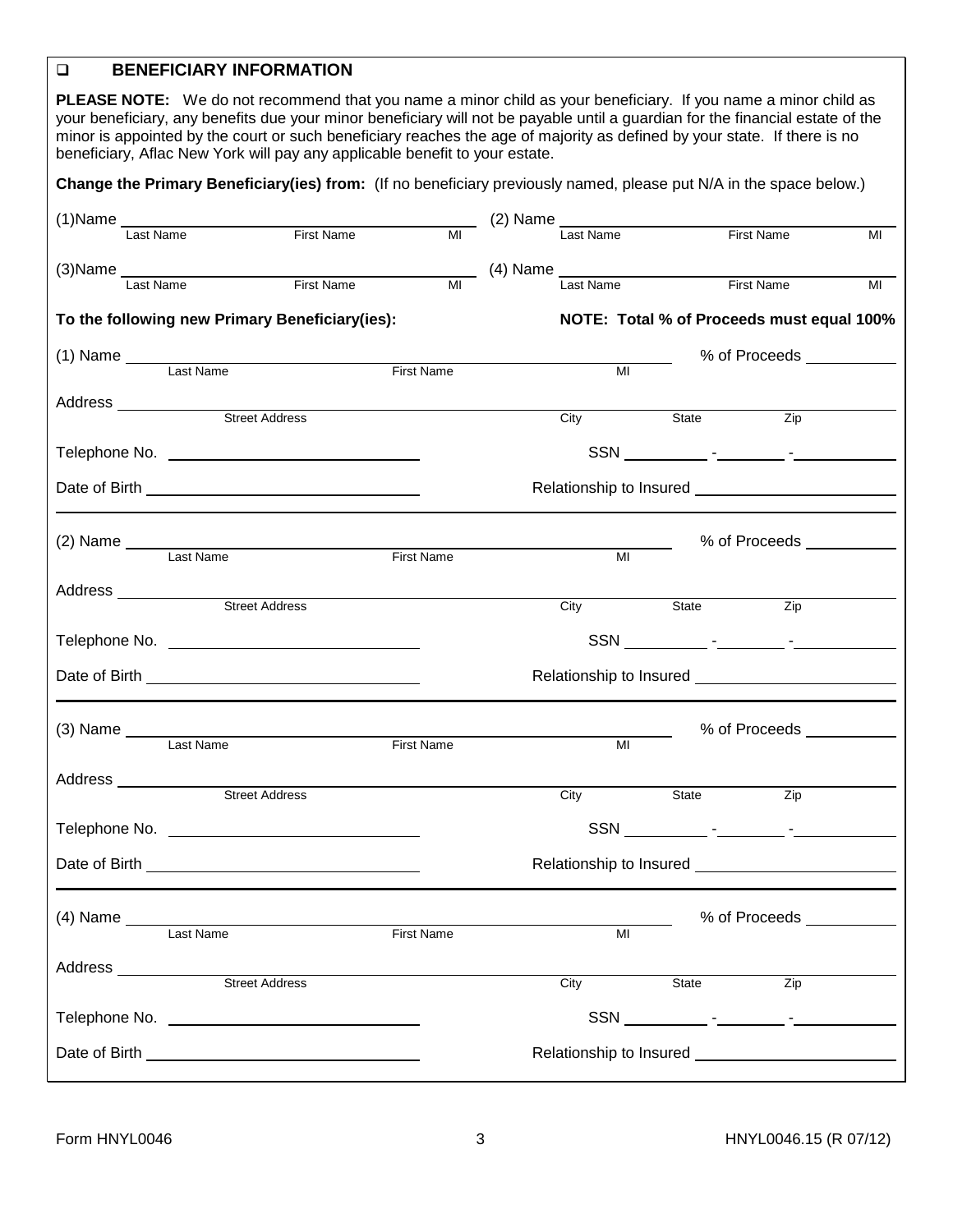## ❑ BENEFICIARY INFORMATION

**PLEASE NOTE:** We do not recommend that you name a minor child as your beneficiary. If you name a minor child as your beneficiary, any benefits due your minor beneficiary will not be payable until a guardian for the financial estate of the minor is appointed by the court or such beneficiary reaches the age of majority as defined by your state. If there is no beneficiary, Aflac New York will pay any applicable benefit to your estate.

**Change the Primary Beneficiary(ies) from:** (If no beneficiary previously named, please put N/A in the space below.)

(1)Name ______________________________ (2) Name ______________________________
Last Name First Name MI Last Name First Name MI

(3)Name ______________________________ (4) Name ______________________________
Last Name First Name MI Last Name First Name MI

**To the following new Primary Beneficiary(ies):** **NOTE: Total % of Proceeds must equal 100%**

(1) Name ______________________________ % of Proceeds __________
Last Name First Name MI

Address ______________________________
Street Address City State Zip

Telephone No. ______________________ SSN ______ - ______ - ______

Date of Birth ______________________ Relationship to Insured ______________________

---

(2) Name ______________________________ % of Proceeds __________
Last Name First Name MI

Address ______________________________
Street Address City State Zip

Telephone No. ______________________ SSN ______ - ______ - ______

Date of Birth ______________________ Relationship to Insured ______________________

---

(3) Name ______________________________ % of Proceeds __________
Last Name First Name MI

Address ______________________________
Street Address City State Zip

Telephone No. ______________________ SSN ______ - ______ - ______

Date of Birth ______________________ Relationship to Insured ______________________

---

(4) Name ______________________________ % of Proceeds __________
Last Name First Name MI

Address ______________________________
Street Address City State Zip

Telephone No. ______________________ SSN ______ - ______ - ______

Date of Birth ______________________ Relationship to Insured ______________________

Form HNYL0046 HNYL0046.15 (R 07/12)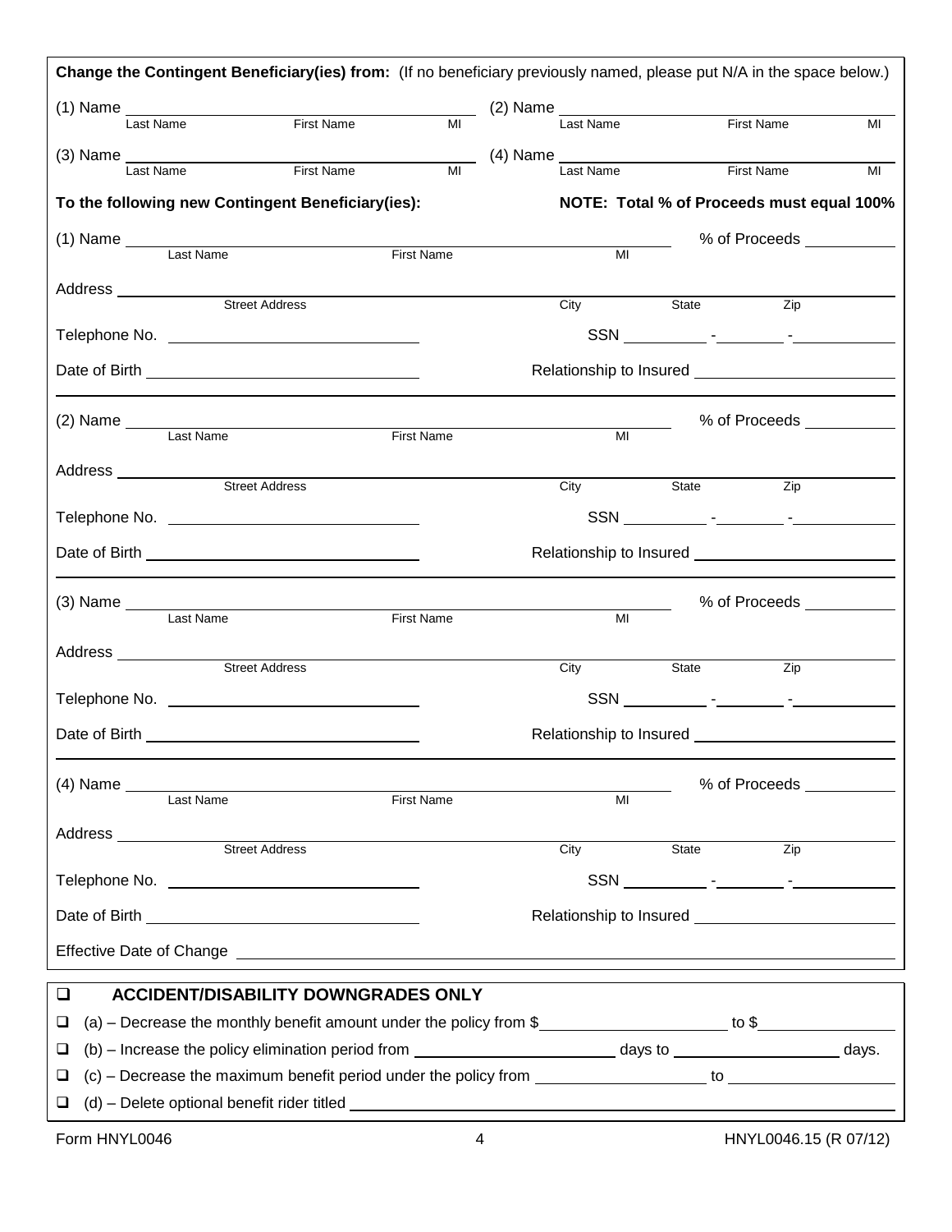**Change the Contingent Beneficiary(ies) from:** (If no beneficiary previously named, please put N/A in the space below.)

(1) Name ______________________________ (2) Name ______________________________
Last Name First Name MI Last Name First Name MI

(3) Name ______________________________ (4) Name ______________________________
Last Name First Name MI Last Name First Name MI

**To the following new Contingent Beneficiary(ies):** **NOTE: Total % of Proceeds must equal 100%**

(1) Name ______________________________ % of Proceeds __________
Last Name First Name MI

Address ______________________________
Street Address City State Zip

Telephone No. ______________________ SSN ______ - ______ - ______

Date of Birth ______________________ Relationship to Insured ______________________

(2) Name ______________________________ % of Proceeds __________
Last Name First Name MI

Address ______________________________
Street Address City State Zip

Telephone No. ______________________ SSN ______ - ______ - ______

Date of Birth ______________________ Relationship to Insured ______________________

(3) Name ______________________________ % of Proceeds __________
Last Name First Name MI

Address ______________________________
Street Address City State Zip

Telephone No. ______________________ SSN ______ - ______ - ______

Date of Birth ______________________ Relationship to Insured ______________________

(4) Name ______________________________ % of Proceeds __________
Last Name First Name MI

Address ______________________________
Street Address City State Zip

Telephone No. ______________________ SSN ______ - ______ - ______

Date of Birth ______________________ Relationship to Insured ______________________

Effective Date of Change ______________________________

❑ **ACCIDENT/DISABILITY DOWNGRADES ONLY**

❑ (a) – Decrease the monthly benefit amount under the policy from $__________ to $__________

❑ (b) – Increase the policy elimination period from __________ days to __________ days.

❑ (c) – Decrease the maximum benefit period under the policy from __________ to __________

❑ (d) – Delete optional benefit rider titled ______________________________

Form HNYL0046 HNYL0046.15 (R 07/12)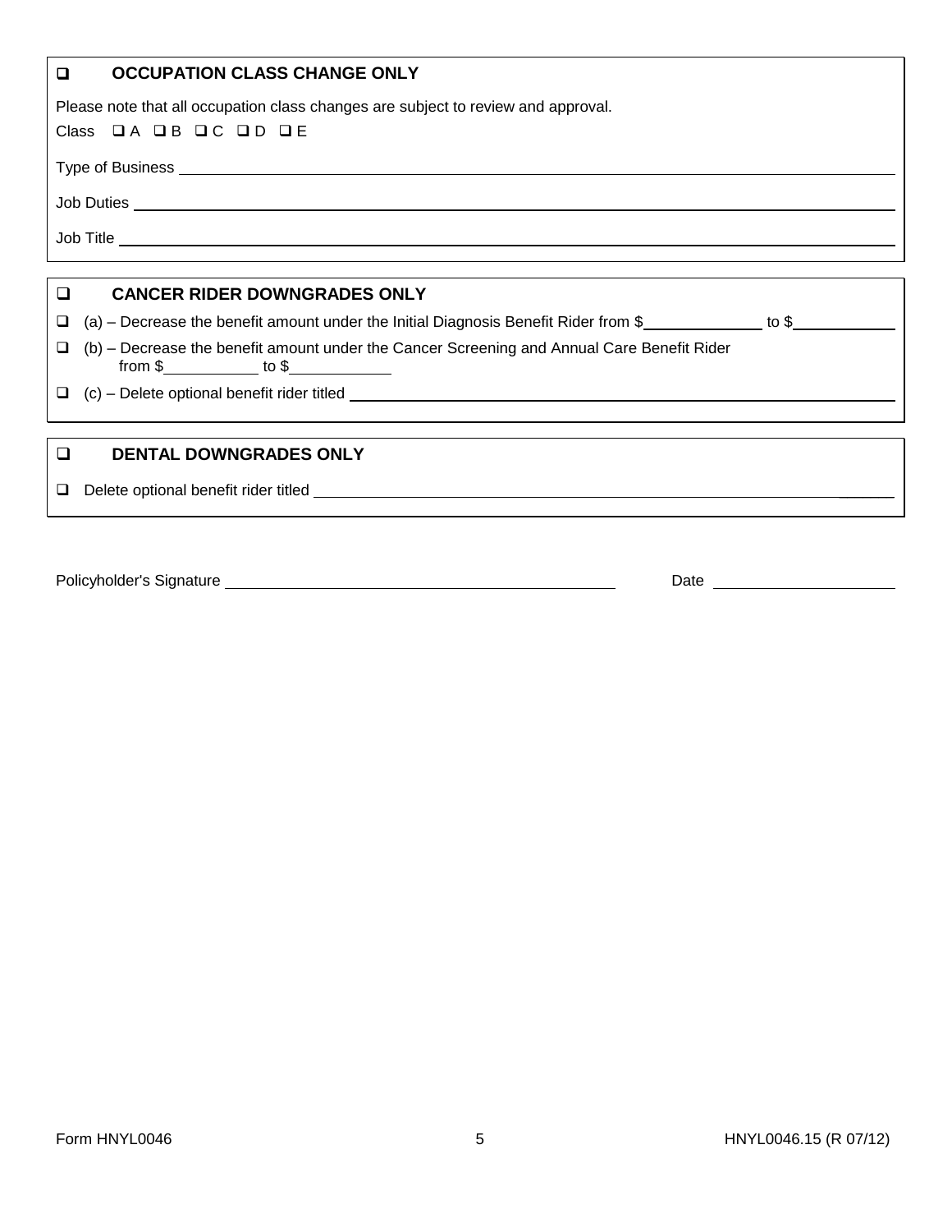## ❑ OCCUPATION CLASS CHANGE ONLY

Please note that all occupation class changes are subject to review and approval.

Class ❑ A ❑ B ❑ C ❑ D ❑ E

Type of Business \_\_\_\_\_\_\_\_\_\_\_\_\_\_\_\_\_\_\_\_\_\_\_\_\_\_\_\_\_\_\_\_\_\_\_\_\_\_\_\_

Job Duties \_\_\_\_\_\_\_\_\_\_\_\_\_\_\_\_\_\_\_\_\_\_\_\_\_\_\_\_\_\_\_\_\_\_\_\_\_\_\_\_

Job Title \_\_\_\_\_\_\_\_\_\_\_\_\_\_\_\_\_\_\_\_\_\_\_\_\_\_\_\_\_\_\_\_\_\_\_\_\_\_\_\_

## ❑ CANCER RIDER DOWNGRADES ONLY

❑ (a) – Decrease the benefit amount under the Initial Diagnosis Benefit Rider from $\_\_\_\_\_\_\_\_\_\_ to $\_\_\_\_\_\_\_\_\_\_

❑ (b) – Decrease the benefit amount under the Cancer Screening and Annual Care Benefit Rider from $\_\_\_\_\_\_\_\_\_\_ to $\_\_\_\_\_\_\_\_\_\_

❑ (c) – Delete optional benefit rider titled \_\_\_\_\_\_\_\_\_\_\_\_\_\_\_\_\_\_\_\_\_\_\_\_\_\_\_\_\_\_\_\_\_\_\_\_\_\_\_\_

## ❑ DENTAL DOWNGRADES ONLY

❑ Delete optional benefit rider titled \_\_\_\_\_\_\_\_\_\_\_\_\_\_\_\_\_\_\_\_\_\_\_\_\_\_\_\_\_\_\_\_\_\_\_\_\_\_\_\_

Policyholder's Signature \_\_\_\_\_\_\_\_\_\_\_\_\_\_\_\_\_\_\_\_\_\_\_\_\_\_\_\_\_\_ Date \_\_\_\_\_\_\_\_\_\_\_\_\_\_\_\_

Form HNYL0046 HNYL0046.15 (R 07/12)